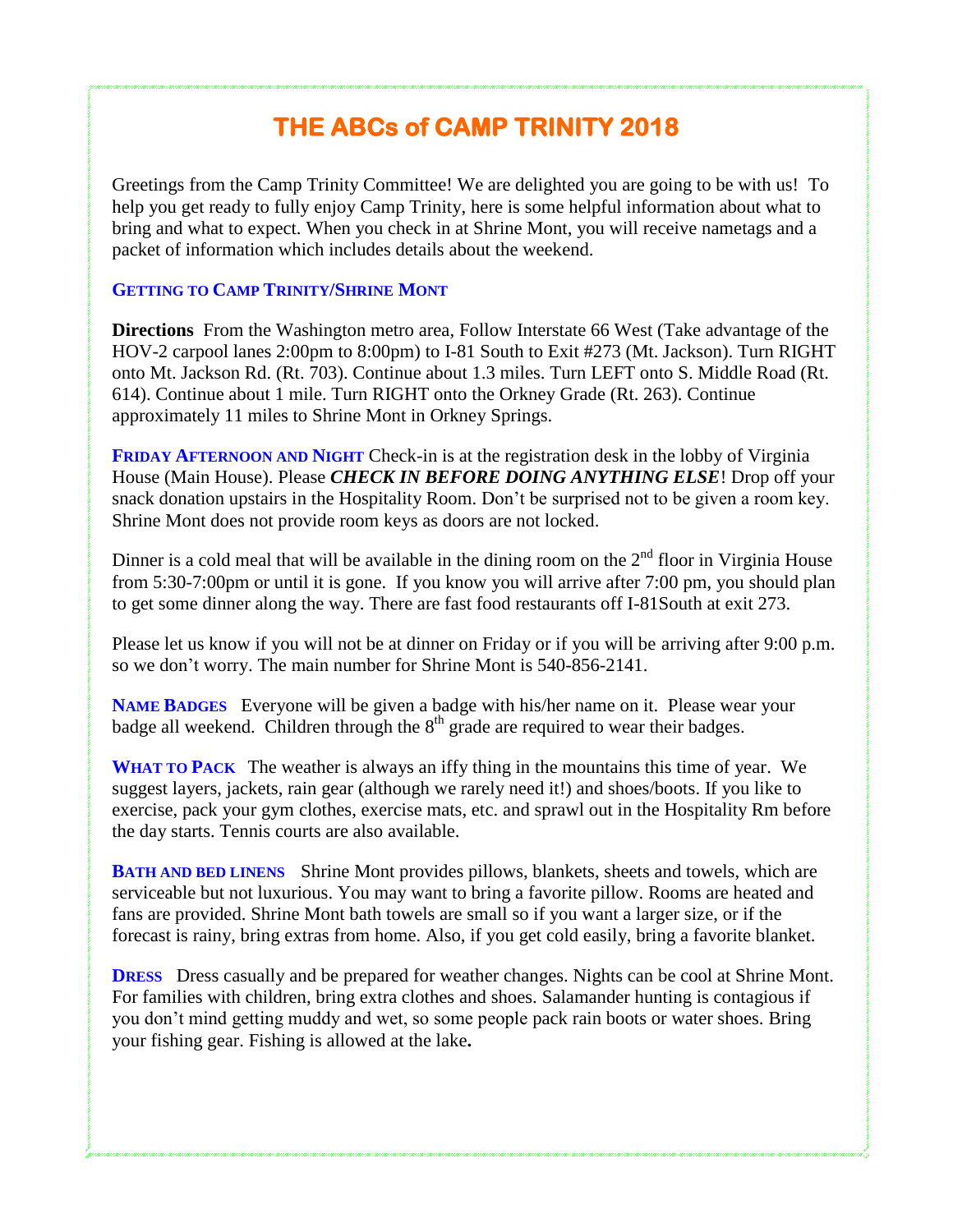# THE ABCs of CAMP TRINITY 2018

Greetings from the Camp Trinity Committee! We are delighted you are going to be with us! To help you get ready to fully enjoy Camp Trinity, here is some helpful information about what to bring and what to expect. When you check in at Shrine Mont, you will receive nametags and a packet of information which includes details about the weekend.

## GETTING TO CAMP TRINITY/SHRINE MONT

**Directions** From the Washington metro area, Follow Interstate 66 West (Take advantage of the HOV-2 carpool lanes 2:00pm to 8:00pm) to I-81 South to Exit #273 (Mt. Jackson). Turn RIGHT onto Mt. Jackson Rd. (Rt. 703). Continue about 1.3 miles. Turn LEFT onto S. Middle Road (Rt. 614). Continue about 1 mile. Turn RIGHT onto the Orkney Grade (Rt. 263). Continue approximately 11 miles to Shrine Mont in Orkney Springs.

**FRIDAY AFTERNOON AND NIGHT** Check-in is at the registration desk in the lobby of Virginia House (Main House). Please ***CHECK IN BEFORE DOING ANYTHING ELSE***! Drop off your snack donation upstairs in the Hospitality Room. Don't be surprised not to be given a room key. Shrine Mont does not provide room keys as doors are not locked.

Dinner is a cold meal that will be available in the dining room on the 2nd floor in Virginia House from 5:30-7:00pm or until it is gone. If you know you will arrive after 7:00 pm, you should plan to get some dinner along the way. There are fast food restaurants off I-81South at exit 273.

Please let us know if you will not be at dinner on Friday or if you will be arriving after 9:00 p.m. so we don't worry. The main number for Shrine Mont is 540-856-2141.

**NAME BADGES** Everyone will be given a badge with his/her name on it. Please wear your badge all weekend. Children through the 8th grade are required to wear their badges.

**WHAT TO PACK** The weather is always an iffy thing in the mountains this time of year. We suggest layers, jackets, rain gear (although we rarely need it!) and shoes/boots. If you like to exercise, pack your gym clothes, exercise mats, etc. and sprawl out in the Hospitality Rm before the day starts. Tennis courts are also available.

**BATH AND BED LINENS** Shrine Mont provides pillows, blankets, sheets and towels, which are serviceable but not luxurious. You may want to bring a favorite pillow. Rooms are heated and fans are provided. Shrine Mont bath towels are small so if you want a larger size, or if the forecast is rainy, bring extras from home. Also, if you get cold easily, bring a favorite blanket.

**DRESS** Dress casually and be prepared for weather changes. Nights can be cool at Shrine Mont. For families with children, bring extra clothes and shoes. Salamander hunting is contagious if you don't mind getting muddy and wet, so some people pack rain boots or water shoes. Bring your fishing gear. Fishing is allowed at the lake**.**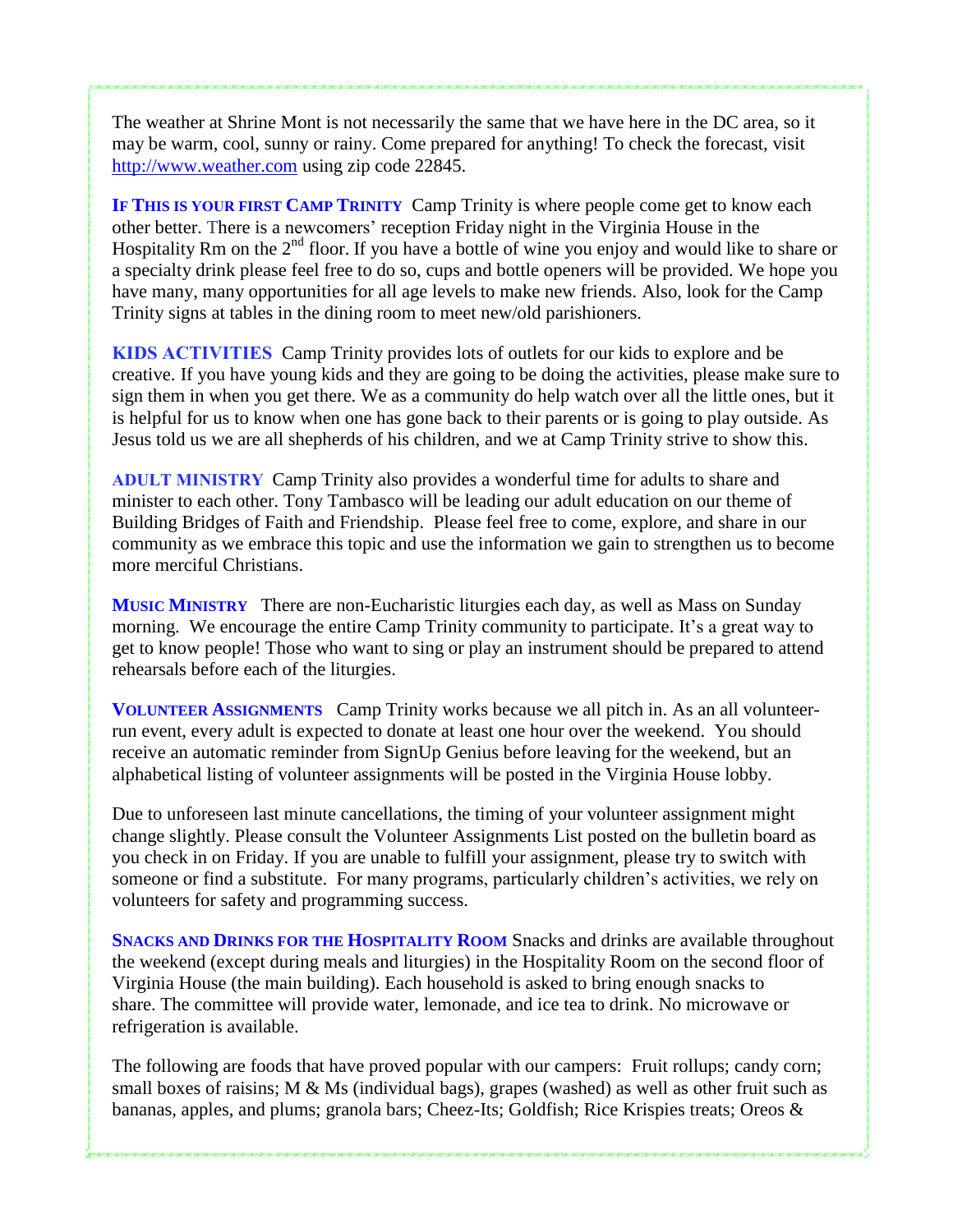The weather at Shrine Mont is not necessarily the same that we have here in the DC area, so it may be warm, cool, sunny or rainy. Come prepared for anything! To check the forecast, visit http://www.weather.com using zip code 22845.

**IF THIS IS YOUR FIRST CAMP TRINITY** Camp Trinity is where people come get to know each other better. There is a newcomers' reception Friday night in the Virginia House in the Hospitality Rm on the 2nd floor. If you have a bottle of wine you enjoy and would like to share or a specialty drink please feel free to do so, cups and bottle openers will be provided. We hope you have many, many opportunities for all age levels to make new friends. Also, look for the Camp Trinity signs at tables in the dining room to meet new/old parishioners.

**KIDS ACTIVITIES** Camp Trinity provides lots of outlets for our kids to explore and be creative. If you have young kids and they are going to be doing the activities, please make sure to sign them in when you get there. We as a community do help watch over all the little ones, but it is helpful for us to know when one has gone back to their parents or is going to play outside. As Jesus told us we are all shepherds of his children, and we at Camp Trinity strive to show this.

**ADULT MINISTRY** Camp Trinity also provides a wonderful time for adults to share and minister to each other. Tony Tambasco will be leading our adult education on our theme of Building Bridges of Faith and Friendship. Please feel free to come, explore, and share in our community as we embrace this topic and use the information we gain to strengthen us to become more merciful Christians.

**MUSIC MINISTRY** There are non-Eucharistic liturgies each day, as well as Mass on Sunday morning. We encourage the entire Camp Trinity community to participate. It's a great way to get to know people! Those who want to sing or play an instrument should be prepared to attend rehearsals before each of the liturgies.

**VOLUNTEER ASSIGNMENTS** Camp Trinity works because we all pitch in. As an all volunteer-run event, every adult is expected to donate at least one hour over the weekend. You should receive an automatic reminder from SignUp Genius before leaving for the weekend, but an alphabetical listing of volunteer assignments will be posted in the Virginia House lobby.

Due to unforeseen last minute cancellations, the timing of your volunteer assignment might change slightly. Please consult the Volunteer Assignments List posted on the bulletin board as you check in on Friday. If you are unable to fulfill your assignment, please try to switch with someone or find a substitute. For many programs, particularly children's activities, we rely on volunteers for safety and programming success.

**SNACKS AND DRINKS FOR THE HOSPITALITY ROOM** Snacks and drinks are available throughout the weekend (except during meals and liturgies) in the Hospitality Room on the second floor of Virginia House (the main building). Each household is asked to bring enough snacks to share. The committee will provide water, lemonade, and ice tea to drink. No microwave or refrigeration is available.

The following are foods that have proved popular with our campers: Fruit rollups; candy corn; small boxes of raisins; M & Ms (individual bags), grapes (washed) as well as other fruit such as bananas, apples, and plums; granola bars; Cheez-Its; Goldfish; Rice Krispies treats; Oreos &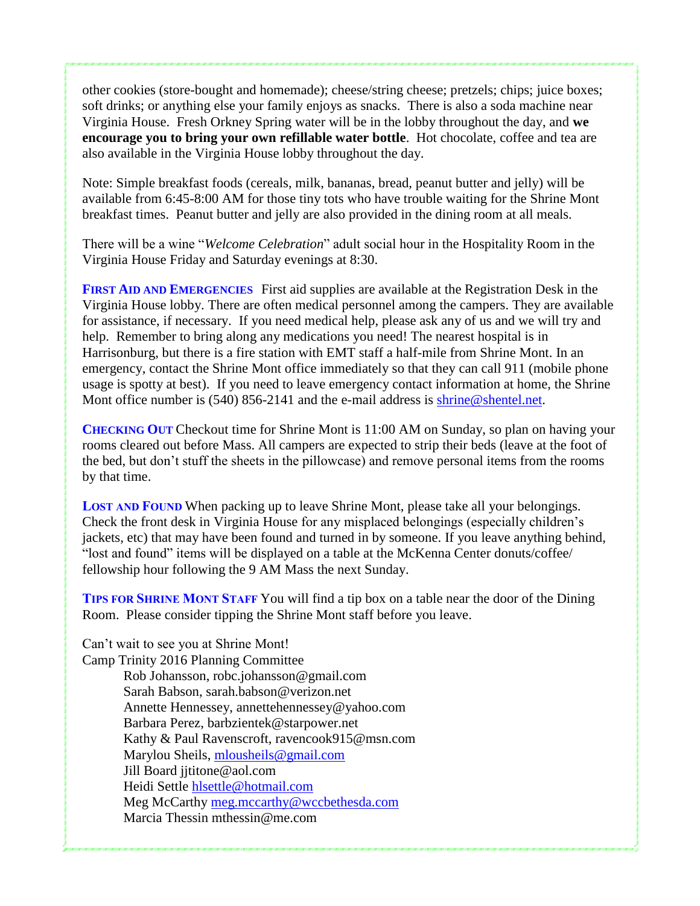other cookies (store-bought and homemade); cheese/string cheese; pretzels; chips; juice boxes; soft drinks; or anything else your family enjoys as snacks. There is also a soda machine near Virginia House. Fresh Orkney Spring water will be in the lobby throughout the day, and **we encourage you to bring your own refillable water bottle**. Hot chocolate, coffee and tea are also available in the Virginia House lobby throughout the day.

Note: Simple breakfast foods (cereals, milk, bananas, bread, peanut butter and jelly) will be available from 6:45-8:00 AM for those tiny tots who have trouble waiting for the Shrine Mont breakfast times. Peanut butter and jelly are also provided in the dining room at all meals.

There will be a wine "*Welcome Celebration*" adult social hour in the Hospitality Room in the Virginia House Friday and Saturday evenings at 8:30.

**FIRST AID AND EMERGENCIES** First aid supplies are available at the Registration Desk in the Virginia House lobby. There are often medical personnel among the campers. They are available for assistance, if necessary. If you need medical help, please ask any of us and we will try and help. Remember to bring along any medications you need! The nearest hospital is in Harrisonburg, but there is a fire station with EMT staff a half-mile from Shrine Mont. In an emergency, contact the Shrine Mont office immediately so that they can call 911 (mobile phone usage is spotty at best). If you need to leave emergency contact information at home, the Shrine Mont office number is (540) 856-2141 and the e-mail address is shrine@shentel.net.

**CHECKING OUT** Checkout time for Shrine Mont is 11:00 AM on Sunday, so plan on having your rooms cleared out before Mass. All campers are expected to strip their beds (leave at the foot of the bed, but don't stuff the sheets in the pillowcase) and remove personal items from the rooms by that time.

**LOST AND FOUND** When packing up to leave Shrine Mont, please take all your belongings. Check the front desk in Virginia House for any misplaced belongings (especially children's jackets, etc) that may have been found and turned in by someone. If you leave anything behind, "lost and found" items will be displayed on a table at the McKenna Center donuts/coffee/ fellowship hour following the 9 AM Mass the next Sunday.

**TIPS FOR SHRINE MONT STAFF** You will find a tip box on a table near the door of the Dining Room. Please consider tipping the Shrine Mont staff before you leave.

Can't wait to see you at Shrine Mont!
Camp Trinity 2016 Planning Committee

- Rob Johansson, robc.johansson@gmail.com
- Sarah Babson, sarah.babson@verizon.net
- Annette Hennessey, annettehennessey@yahoo.com
- Barbara Perez, barbzientek@starpower.net
- Kathy & Paul Ravenscroft, ravencook915@msn.com
- Marylou Sheils, mlousheils@gmail.com
- Jill Board jjtitone@aol.com
- Heidi Settle hlsettle@hotmail.com
- Meg McCarthy meg.mccarthy@wccbethesda.com
- Marcia Thessin mthessin@me.com